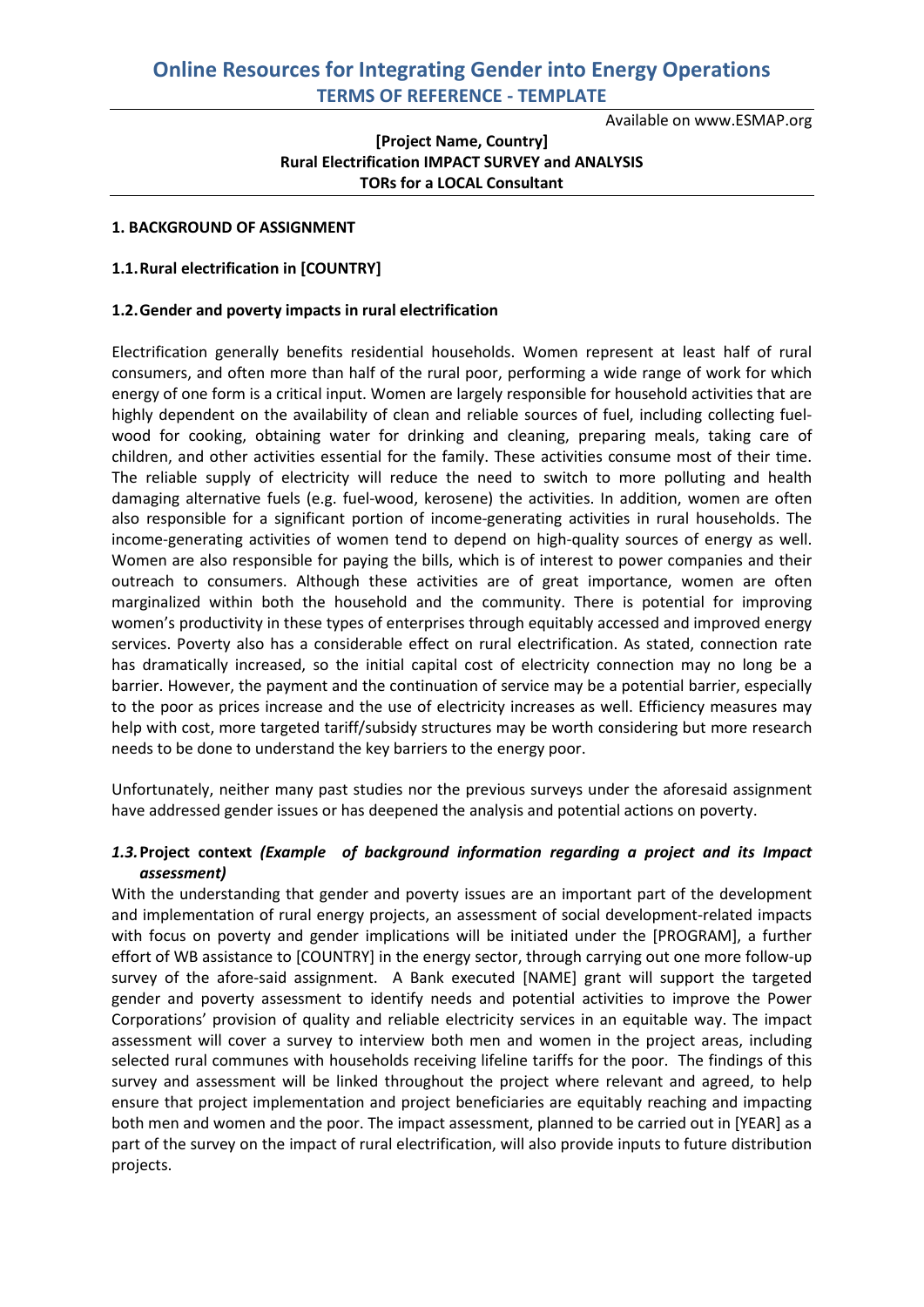# Online Resources for Integrating Gender into Energy Operations

## TERMS OF REFERENCE - TEMPLATE

Available on www.ESMAP.org

**[Project Name, Country]**
**Rural Electrification IMPACT SURVEY and ANALYSIS**
**TORs for a LOCAL Consultant**

### 1. BACKGROUND OF ASSIGNMENT

#### 1.1. Rural electrification in [COUNTRY]

#### 1.2. Gender and poverty impacts in rural electrification

Electrification generally benefits residential households. Women represent at least half of rural consumers, and often more than half of the rural poor, performing a wide range of work for which energy of one form is a critical input. Women are largely responsible for household activities that are highly dependent on the availability of clean and reliable sources of fuel, including collecting fuel-wood for cooking, obtaining water for drinking and cleaning, preparing meals, taking care of children, and other activities essential for the family. These activities consume most of their time. The reliable supply of electricity will reduce the need to switch to more polluting and health damaging alternative fuels (e.g. fuel-wood, kerosene) the activities. In addition, women are often also responsible for a significant portion of income-generating activities in rural households. The income-generating activities of women tend to depend on high-quality sources of energy as well. Women are also responsible for paying the bills, which is of interest to power companies and their outreach to consumers. Although these activities are of great importance, women are often marginalized within both the household and the community. There is potential for improving women's productivity in these types of enterprises through equitably accessed and improved energy services. Poverty also has a considerable effect on rural electrification. As stated, connection rate has dramatically increased, so the initial capital cost of electricity connection may no long be a barrier. However, the payment and the continuation of service may be a potential barrier, especially to the poor as prices increase and the use of electricity increases as well. Efficiency measures may help with cost, more targeted tariff/subsidy structures may be worth considering but more research needs to be done to understand the key barriers to the energy poor.

Unfortunately, neither many past studies nor the previous surveys under the aforesaid assignment have addressed gender issues or has deepened the analysis and potential actions on poverty.

#### *1.3.* Project context *(Example of background information regarding a project and its Impact assessment)*

With the understanding that gender and poverty issues are an important part of the development and implementation of rural energy projects, an assessment of social development-related impacts with focus on poverty and gender implications will be initiated under the [PROGRAM], a further effort of WB assistance to [COUNTRY] in the energy sector, through carrying out one more follow-up survey of the afore-said assignment. A Bank executed [NAME] grant will support the targeted gender and poverty assessment to identify needs and potential activities to improve the Power Corporations' provision of quality and reliable electricity services in an equitable way. The impact assessment will cover a survey to interview both men and women in the project areas, including selected rural communes with households receiving lifeline tariffs for the poor. The findings of this survey and assessment will be linked throughout the project where relevant and agreed, to help ensure that project implementation and project beneficiaries are equitably reaching and impacting both men and women and the poor. The impact assessment, planned to be carried out in [YEAR] as a part of the survey on the impact of rural electrification, will also provide inputs to future distribution projects.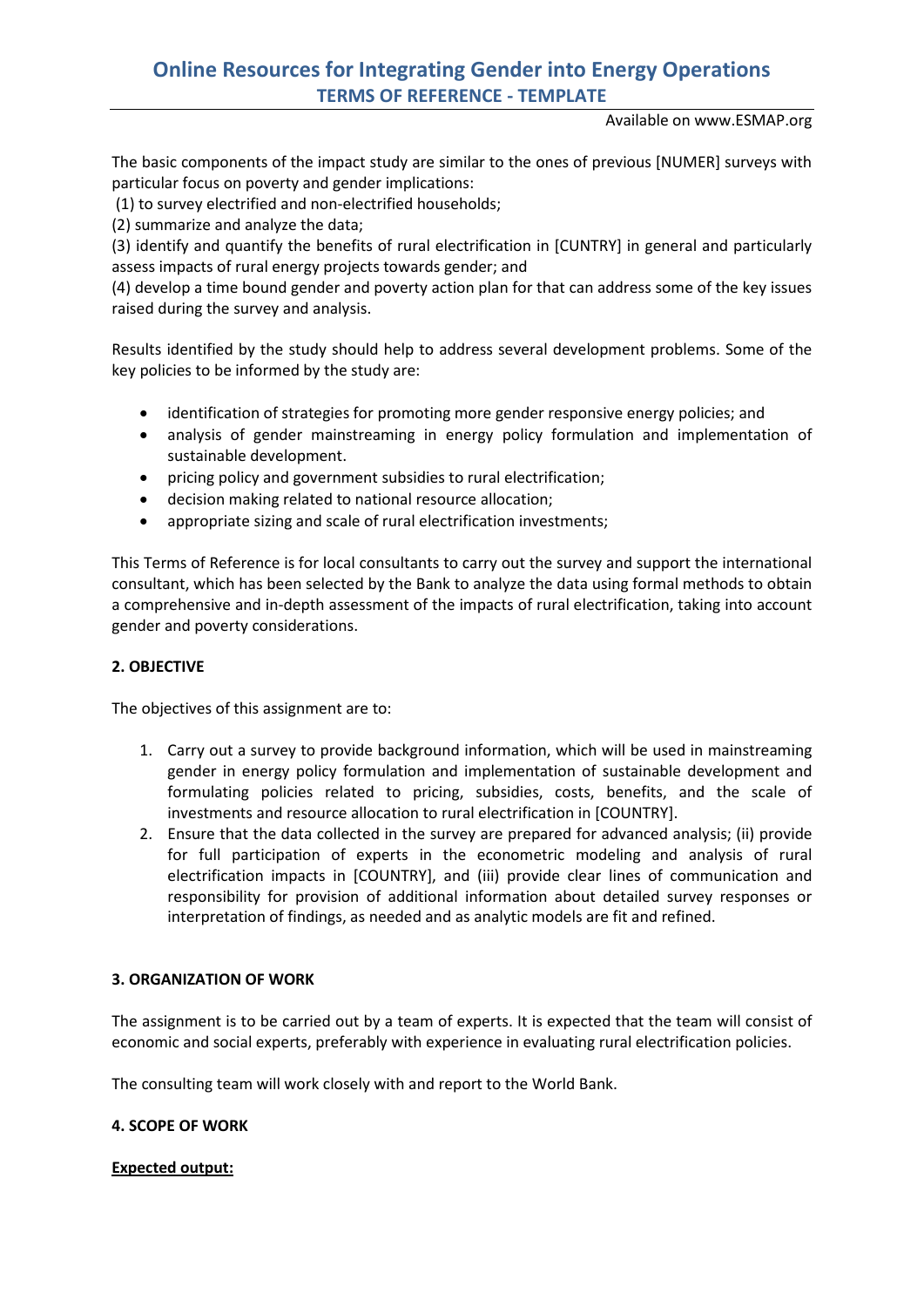The basic components of the impact study are similar to the ones of previous [NUMER] surveys with particular focus on poverty and gender implications:

(1) to survey electrified and non-electrified households;

(2) summarize and analyze the data;

(3) identify and quantify the benefits of rural electrification in [CUNTRY] in general and particularly assess impacts of rural energy projects towards gender; and

(4) develop a time bound gender and poverty action plan for that can address some of the key issues raised during the survey and analysis.

Results identified by the study should help to address several development problems. Some of the key policies to be informed by the study are:

- identification of strategies for promoting more gender responsive energy policies; and
- analysis of gender mainstreaming in energy policy formulation and implementation of sustainable development.
- pricing policy and government subsidies to rural electrification;
- decision making related to national resource allocation;
- appropriate sizing and scale of rural electrification investments;

This Terms of Reference is for local consultants to carry out the survey and support the international consultant, which has been selected by the Bank to analyze the data using formal methods to obtain a comprehensive and in-depth assessment of the impacts of rural electrification, taking into account gender and poverty considerations.

**2. OBJECTIVE**

The objectives of this assignment are to:

1. Carry out a survey to provide background information, which will be used in mainstreaming gender in energy policy formulation and implementation of sustainable development and formulating policies related to pricing, subsidies, costs, benefits, and the scale of investments and resource allocation to rural electrification in [COUNTRY].
2. Ensure that the data collected in the survey are prepared for advanced analysis; (ii) provide for full participation of experts in the econometric modeling and analysis of rural electrification impacts in [COUNTRY], and (iii) provide clear lines of communication and responsibility for provision of additional information about detailed survey responses or interpretation of findings, as needed and as analytic models are fit and refined.

**3. ORGANIZATION OF WORK**

The assignment is to be carried out by a team of experts. It is expected that the team will consist of economic and social experts, preferably with experience in evaluating rural electrification policies.

The consulting team will work closely with and report to the World Bank.

**4. SCOPE OF WORK**

**Expected output:**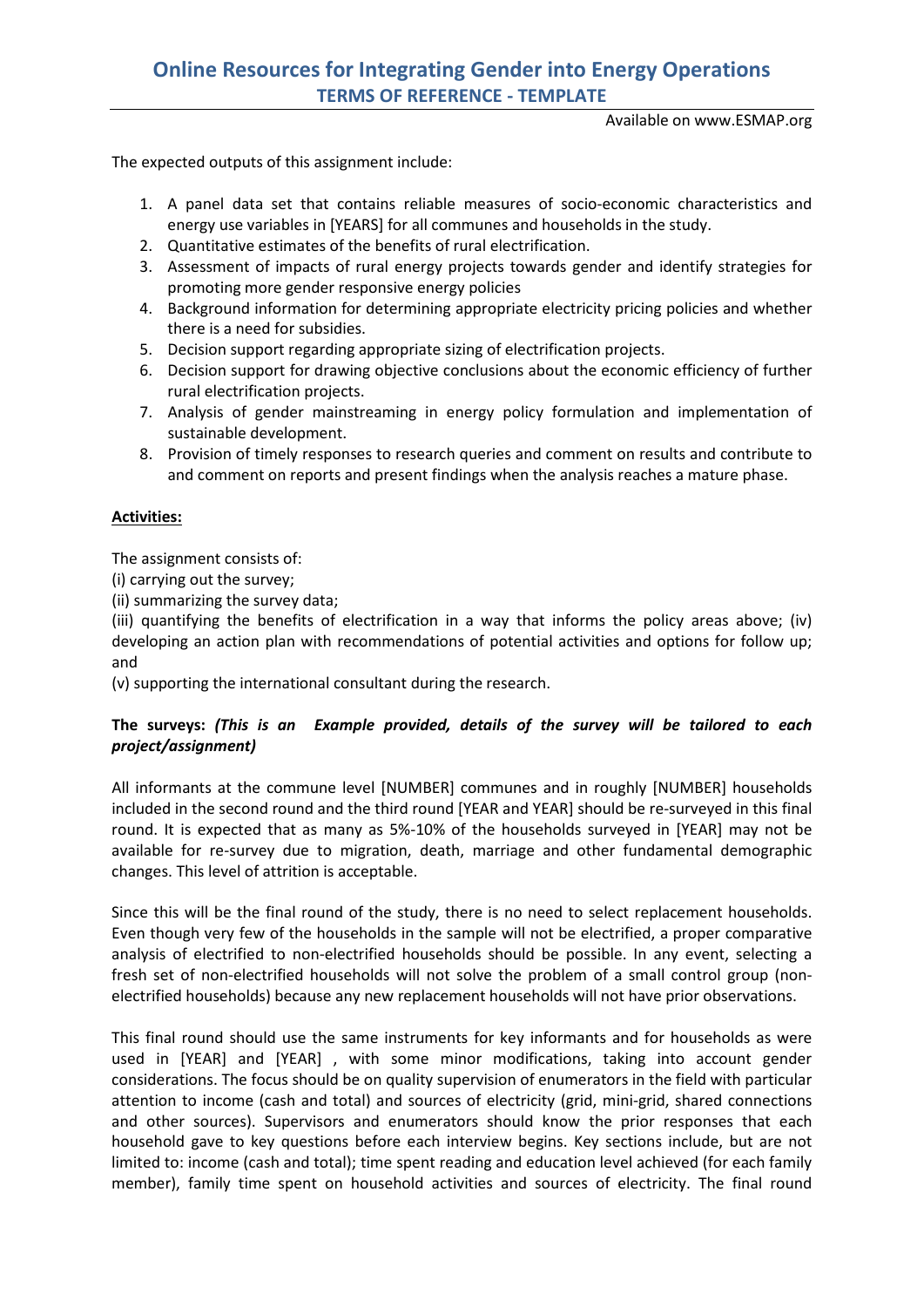The expected outputs of this assignment include:

1. A panel data set that contains reliable measures of socio-economic characteristics and energy use variables in [YEARS] for all communes and households in the study.
2. Quantitative estimates of the benefits of rural electrification.
3. Assessment of impacts of rural energy projects towards gender and identify strategies for promoting more gender responsive energy policies
4. Background information for determining appropriate electricity pricing policies and whether there is a need for subsidies.
5. Decision support regarding appropriate sizing of electrification projects.
6. Decision support for drawing objective conclusions about the economic efficiency of further rural electrification projects.
7. Analysis of gender mainstreaming in energy policy formulation and implementation of sustainable development.
8. Provision of timely responses to research queries and comment on results and contribute to and comment on reports and present findings when the analysis reaches a mature phase.

**Activities:**

The assignment consists of:
(i) carrying out the survey;
(ii) summarizing the survey data;
(iii) quantifying the benefits of electrification in a way that informs the policy areas above; (iv) developing an action plan with recommendations of potential activities and options for follow up; and
(v) supporting the international consultant during the research.

**The surveys: *(This is an Example provided, details of the survey will be tailored to each project/assignment)***

All informants at the commune level [NUMBER] communes and in roughly [NUMBER] households included in the second round and the third round [YEAR and YEAR] should be re-surveyed in this final round. It is expected that as many as 5%-10% of the households surveyed in [YEAR] may not be available for re-survey due to migration, death, marriage and other fundamental demographic changes. This level of attrition is acceptable.

Since this will be the final round of the study, there is no need to select replacement households. Even though very few of the households in the sample will not be electrified, a proper comparative analysis of electrified to non-electrified households should be possible. In any event, selecting a fresh set of non-electrified households will not solve the problem of a small control group (non-electrified households) because any new replacement households will not have prior observations.

This final round should use the same instruments for key informants and for households as were used in [YEAR] and [YEAR] , with some minor modifications, taking into account gender considerations. The focus should be on quality supervision of enumerators in the field with particular attention to income (cash and total) and sources of electricity (grid, mini-grid, shared connections and other sources). Supervisors and enumerators should know the prior responses that each household gave to key questions before each interview begins. Key sections include, but are not limited to: income (cash and total); time spent reading and education level achieved (for each family member), family time spent on household activities and sources of electricity. The final round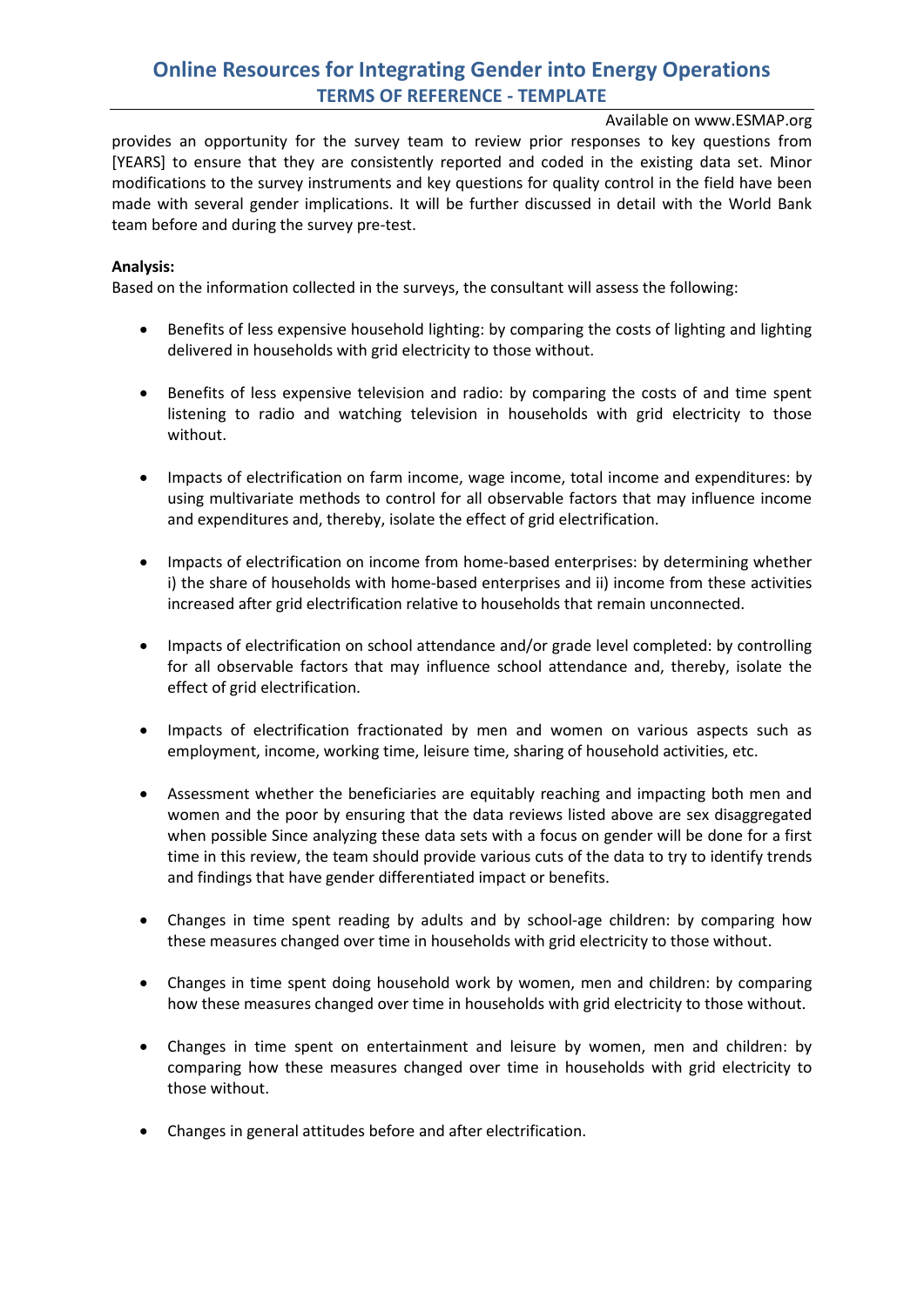provides an opportunity for the survey team to review prior responses to key questions from [YEARS] to ensure that they are consistently reported and coded in the existing data set. Minor modifications to the survey instruments and key questions for quality control in the field have been made with several gender implications. It will be further discussed in detail with the World Bank team before and during the survey pre-test.

**Analysis:**

Based on the information collected in the surveys, the consultant will assess the following:

- Benefits of less expensive household lighting: by comparing the costs of lighting and lighting delivered in households with grid electricity to those without.
- Benefits of less expensive television and radio: by comparing the costs of and time spent listening to radio and watching television in households with grid electricity to those without.
- Impacts of electrification on farm income, wage income, total income and expenditures: by using multivariate methods to control for all observable factors that may influence income and expenditures and, thereby, isolate the effect of grid electrification.
- Impacts of electrification on income from home-based enterprises: by determining whether i) the share of households with home-based enterprises and ii) income from these activities increased after grid electrification relative to households that remain unconnected.
- Impacts of electrification on school attendance and/or grade level completed: by controlling for all observable factors that may influence school attendance and, thereby, isolate the effect of grid electrification.
- Impacts of electrification fractionated by men and women on various aspects such as employment, income, working time, leisure time, sharing of household activities, etc.
- Assessment whether the beneficiaries are equitably reaching and impacting both men and women and the poor by ensuring that the data reviews listed above are sex disaggregated when possible Since analyzing these data sets with a focus on gender will be done for a first time in this review, the team should provide various cuts of the data to try to identify trends and findings that have gender differentiated impact or benefits.
- Changes in time spent reading by adults and by school-age children: by comparing how these measures changed over time in households with grid electricity to those without.
- Changes in time spent doing household work by women, men and children: by comparing how these measures changed over time in households with grid electricity to those without.
- Changes in time spent on entertainment and leisure by women, men and children: by comparing how these measures changed over time in households with grid electricity to those without.
- Changes in general attitudes before and after electrification.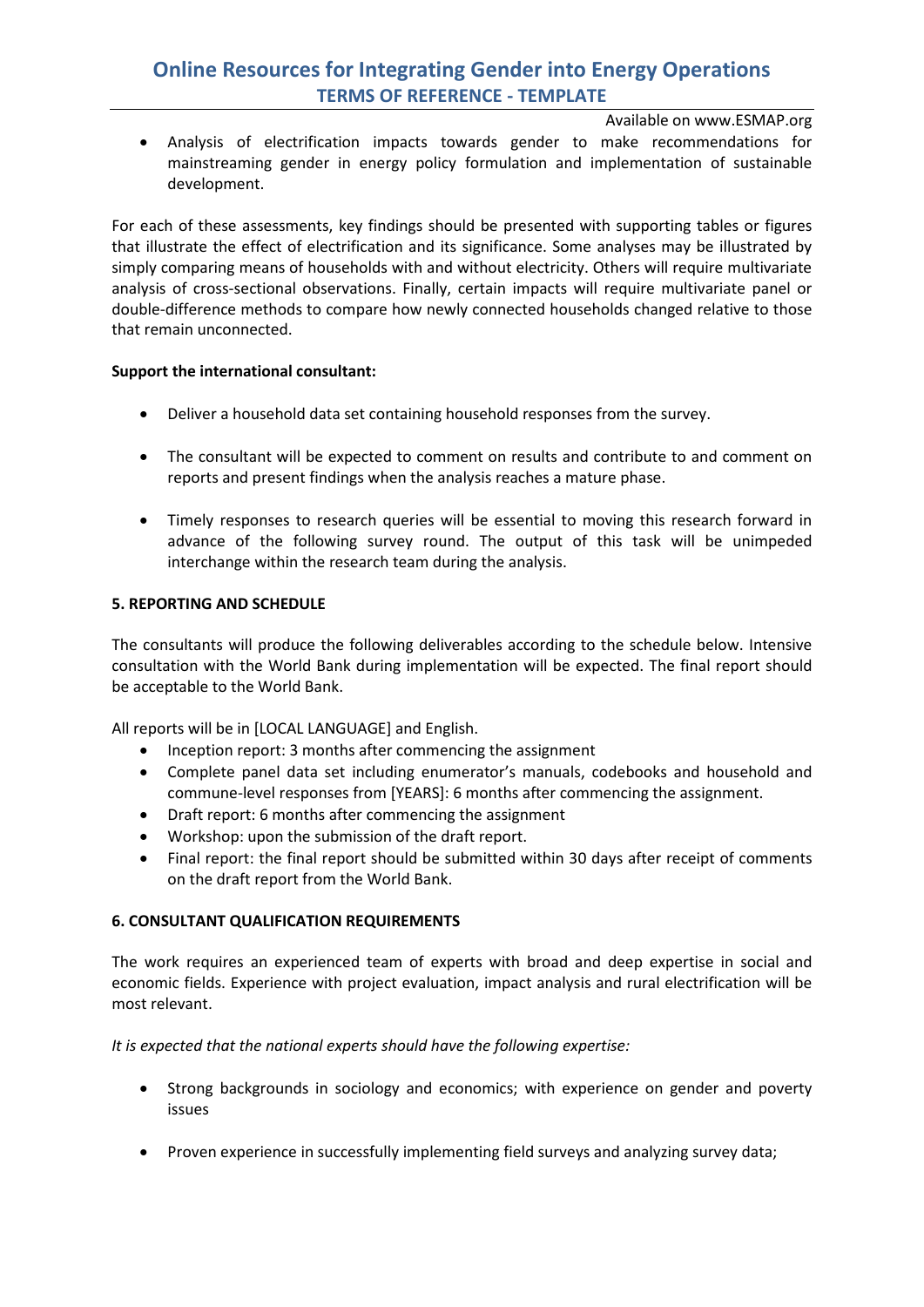- Analysis of electrification impacts towards gender to make recommendations for mainstreaming gender in energy policy formulation and implementation of sustainable development.

For each of these assessments, key findings should be presented with supporting tables or figures that illustrate the effect of electrification and its significance. Some analyses may be illustrated by simply comparing means of households with and without electricity. Others will require multivariate analysis of cross-sectional observations. Finally, certain impacts will require multivariate panel or double-difference methods to compare how newly connected households changed relative to those that remain unconnected.

**Support the international consultant:**

- Deliver a household data set containing household responses from the survey.

- The consultant will be expected to comment on results and contribute to and comment on reports and present findings when the analysis reaches a mature phase.

- Timely responses to research queries will be essential to moving this research forward in advance of the following survey round. The output of this task will be unimpeded interchange within the research team during the analysis.

**5. REPORTING AND SCHEDULE**

The consultants will produce the following deliverables according to the schedule below. Intensive consultation with the World Bank during implementation will be expected. The final report should be acceptable to the World Bank.

All reports will be in [LOCAL LANGUAGE] and English.

- Inception report: 3 months after commencing the assignment
- Complete panel data set including enumerator's manuals, codebooks and household and commune-level responses from [YEARS]: 6 months after commencing the assignment.
- Draft report: 6 months after commencing the assignment
- Workshop: upon the submission of the draft report.
- Final report: the final report should be submitted within 30 days after receipt of comments on the draft report from the World Bank.

**6. CONSULTANT QUALIFICATION REQUIREMENTS**

The work requires an experienced team of experts with broad and deep expertise in social and economic fields. Experience with project evaluation, impact analysis and rural electrification will be most relevant.

*It is expected that the national experts should have the following expertise:*

- Strong backgrounds in sociology and economics; with experience on gender and poverty issues

- Proven experience in successfully implementing field surveys and analyzing survey data;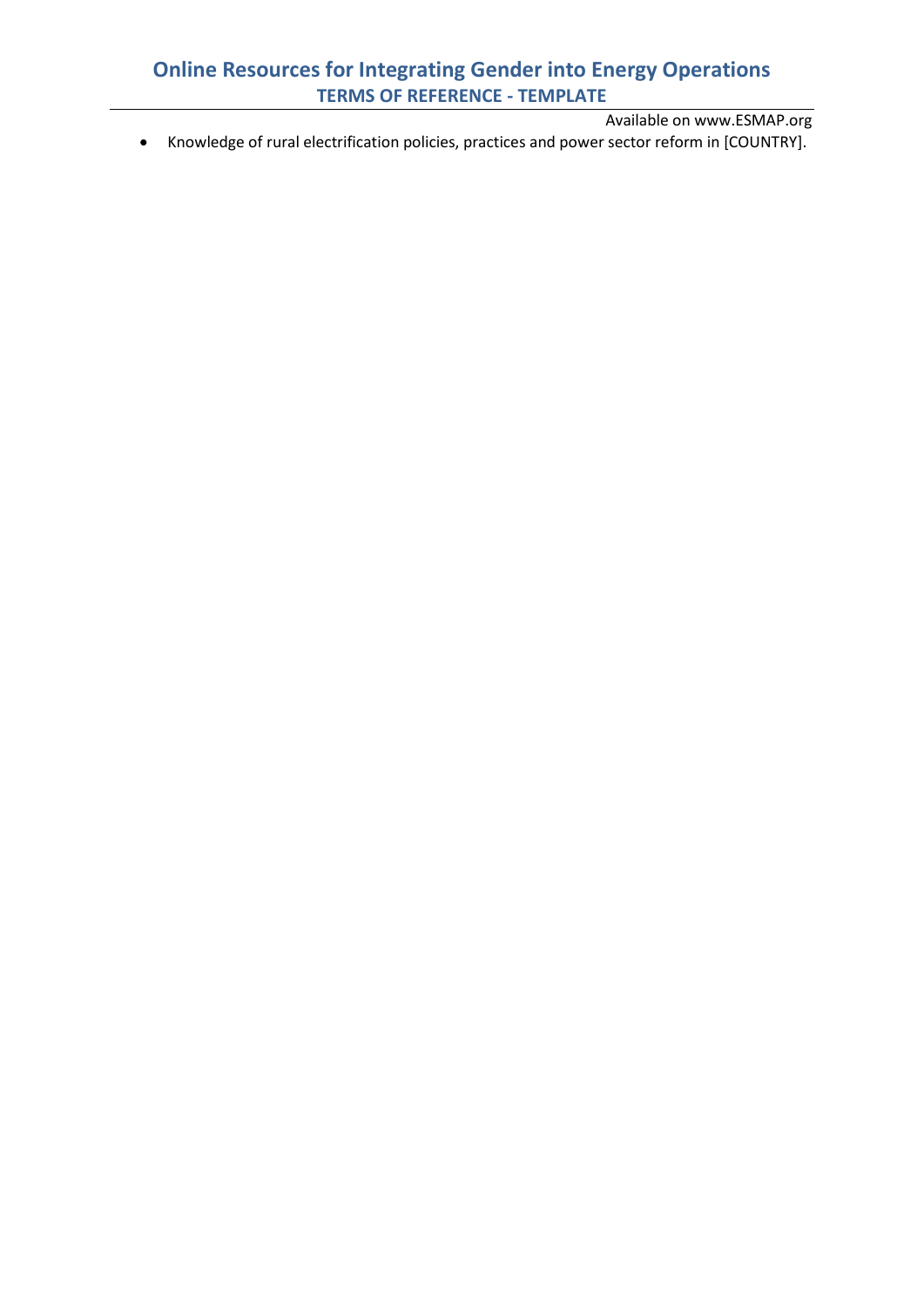- Knowledge of rural electrification policies, practices and power sector reform in [COUNTRY].